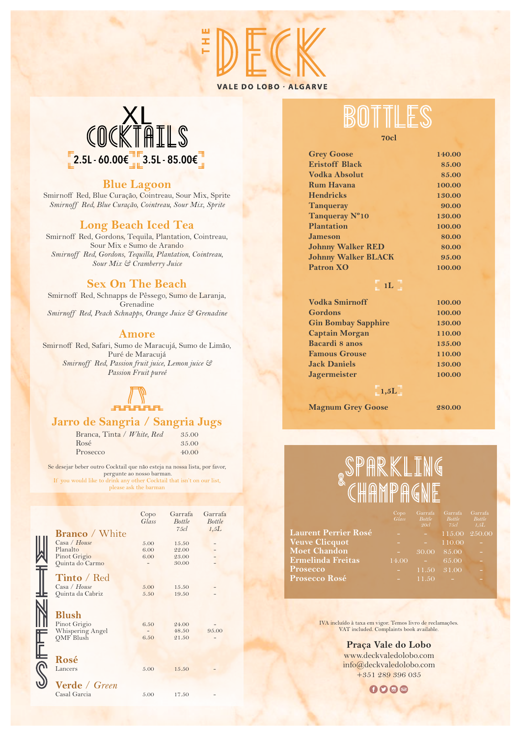# THE DECK

VALE DO LOBO · ALGARVE

## XL COCKTAILS

2.5L - 60.00€ | 3.5L - 85.00€

### Blue Lagoon

Smirnoff Red, Blue Curação, Cointreau, Sour Mix, Sprite
*Smirnoff Red, Blue Curação, Cointreau, Sour Mix, Sprite*

### Long Beach Iced Tea

Smirnoff Red, Gordons, Tequila, Plantation, Cointreau, Sour Mix e Sumo de Arando
*Smirnoff Red, Gordons, Tequilla, Plantation, Cointreau, Sour Mix & Cramberry Juice*

### Sex On The Beach

Smirnoff Red, Schnapps de Pêssego, Sumo de Laranja, Grenadine
*Smirnoff Red, Peach Schnapps, Orange Juice & Grenadine*

### Amore

Smirnoff Red, Safari, Sumo de Maracujá, Sumo de Limão, Puré de Maracujá
*Smirnoff Red, Passion fruit juice, Lemon juice & Passion Fruit pureé*

### Jarro de Sangria / Sangria Jugs

| | |
|---|---|
| Branca, Tinta / *White, Red* | 35.00 |
| Rosé | 35.00 |
| Prosecco | 40.00 |

Se desejar beber outro Cocktail que não esteja na nossa lista, por favor, pergunte ao nosso barman.
If you would like to drink any other Cocktail that isn't on our list, please ask the barman

## WINES

| | Copo *Glass* | Garrafa *Bottle 75cl* | Garrafa *Bottle 1,5L* |
|---|---|---|---|
| **Branco / White** | | | |
| Casa / *House* | 5.00 | 15.50 | - |
| Planalto | 6.00 | 22.00 | - |
| Pinot Grigio | 6.00 | 23.00 | - |
| Quinta do Carmo | - | 30.00 | - |
| **Tinto / Red** | | | |
| Casa / *House* | 5.00 | 15.50 | - |
| Quinta da Cabriz | 5.50 | 19.50 | - |
| **Blush** | | | |
| Pinot Grigio | 6.50 | 24.00 | - |
| Whispering Angel | - | 48.50 | 95.00 |
| QMF Blush | 6.50 | 21.50 | - |
| **Rosé** | | | |
| Lancers | 5.00 | 15.50 | - |
| **Verde / *Green*** | | | |
| Casal Garcia | 5.00 | 17.50 | - |

## BOTTLES

**70cl**

| | |
|---|---|
| Grey Goose | 140.00 |
| Eristoff Black | 85.00 |
| Vodka Absolut | 85.00 |
| Rum Havana | 100.00 |
| Hendricks | 130.00 |
| Tanqueray | 90.00 |
| Tanqueray Nº10 | 130.00 |
| Plantation | 100.00 |
| Jameson | 80.00 |
| Johnny Walker RED | 80.00 |
| Johnny Walker BLACK | 95.00 |
| Patron XO | 100.00 |

**1L**

| | |
|---|---|
| Vodka Smirnoff | 100.00 |
| Gordons | 100.00 |
| Gin Bombay Sapphire | 130.00 |
| Captain Morgan | 110.00 |
| Bacardi 8 anos | 135.00 |
| Famous Grouse | 110.00 |
| Jack Daniels | 130.00 |
| Jagermeister | 100.00 |

**1,5L**

| | |
|---|---|
| Magnum Grey Goose | 280.00 |

## SPARKLING & CHAMPAGNE

| | Copo *Glass* | Garrafa *Bottle 20cl* | Garrafa *Bottle 75cl* | Garrafa *Bottle 1,5L* |
|---|---|---|---|---|
| Laurent Perrier Rosé | - | - | 115.00 | 250.00 |
| Veuve Clicquot | - | - | 110.00 | - |
| Moet Chandon | - | 30.00 | 85.00 | - |
| Ermelinda Freitas | 14.00 | - | 65.00 | - |
| Prosecco | - | 11.50 | 31.00 | - |
| Prosecco Rosé | - | 11.50 | - | - |

IVA incluído à taxa em vigor. Temos livro de reclamações.
VAT included. Complaints book available.

**Praça Vale do Lobo**
www.deckvaledolobo.com
info@deckvaledolobo.com
+351 289 396 035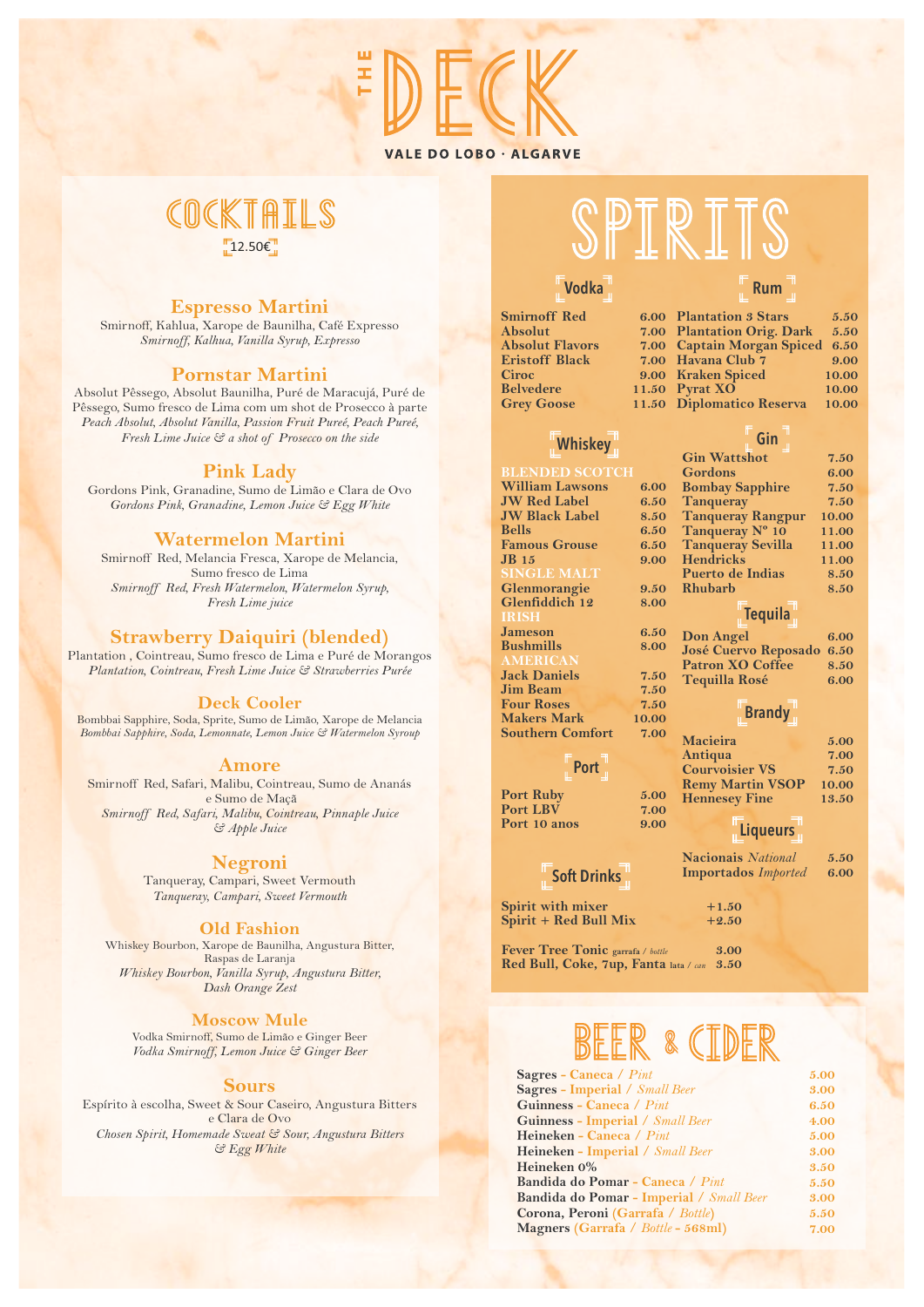# THE DECK

VALE DO LOBO · ALGARVE

## COCKTAILS

12.50€

### Espresso Martini

Smirnoff, Kahlua, Xarope de Baunilha, Café Expresso
*Smirnoff, Kalhua, Vanilla Syrup, Expresso*

### Pornstar Martini

Absolut Pêssego, Absolut Baunilha, Puré de Maracujá, Puré de Pêssego, Sumo fresco de Lima com um shot de Prosecco à parte
*Peach Absolut, Absolut Vanilla, Passion Fruit Pureé, Peach Pureé, Fresh Lime Juice & a shot of Prosecco on the side*

### Pink Lady

Gordons Pink, Granadine, Sumo de Limão e Clara de Ovo
*Gordons Pink, Granadine, Lemon Juice & Egg White*

### Watermelon Martini

Smirnoff Red, Melancia Fresca, Xarope de Melancia, Sumo fresco de Lima
*Smirnoff Red, Fresh Watermelon, Watermelon Syrup, Fresh Lime juice*

### Strawberry Daiquiri (blended)

Plantation , Cointreau, Sumo fresco de Lima e Puré de Morangos
*Plantation, Cointreau, Fresh Lime Juice & Strawberries Purée*

### Deck Cooler

Bombbai Sapphire, Soda, Sprite, Sumo de Limão, Xarope de Melancia
*Bombbai Sapphire, Soda, Lemonnate, Lemon Juice & Watermelon Syroup*

### Amore

Smirnoff Red, Safari, Malibu, Cointreau, Sumo de Ananás e Sumo de Maçã
*Smirnoff Red, Safari, Malibu, Cointreau, Pinnaple Juice & Apple Juice*

### Negroni

Tanqueray, Campari, Sweet Vermouth
*Tanqueray, Campari, Sweet Vermouth*

### Old Fashion

Whiskey Bourbon, Xarope de Baunilha, Angustura Bitter, Raspas de Laranja
*Whiskey Bourbon, Vanilla Syrup, Angustura Bitter, Dash Orange Zest*

### Moscow Mule

Vodka Smirnoff, Sumo de Limão e Ginger Beer
*Vodka Smirnoff, Lemon Juice & Ginger Beer*

### Sours

Espírito à escolha, Sweet & Sour Caseiro, Angustura Bitters e Clara de Ovo
*Chosen Spirit, Homemade Sweat & Sour, Angustura Bitters & Egg White*

## SPIRITS

### Vodka

| | |
|---|---|
| Smirnoff Red | 6.00 |
| Absolut | 7.00 |
| Absolut Flavors | 7.00 |
| Eristoff Black | 7.00 |
| Ciroc | 9.00 |
| Belvedere | 11.50 |
| Grey Goose | 11.50 |

### Rum

| | |
|---|---|
| Plantation 3 Stars | 5.50 |
| Plantation Orig. Dark | 5.50 |
| Captain Morgan Spiced | 6.50 |
| Havana Club 7 | 9.00 |
| Kraken Spiced | 10.00 |
| Pyrat XO | 10.00 |
| Diplomatico Reserva | 10.00 |

### Whiskey

| | |
|---|---|
| **BLENDED SCOTCH** | |
| William Lawsons | 6.00 |
| JW Red Label | 6.50 |
| JW Black Label | 8.50 |
| Bells | 6.50 |
| Famous Grouse | 6.50 |
| JB 15 | 9.00 |
| **SINGLE MALT** | |
| Glenmorangie | 9.50 |
| Glenfiddich 12 | 8.00 |
| **IRISH** | |
| Jameson | 6.50 |
| Bushmills | 8.00 |
| **AMERICAN** | |
| Jack Daniels | 7.50 |
| Jim Beam | 7.50 |
| Four Roses | 7.50 |
| Makers Mark | 10.00 |
| Southern Comfort | 7.00 |

### Gin

| | |
|---|---|
| Gin Wattshot | 7.50 |
| Gordons | 6.00 |
| Bombay Sapphire | 7.50 |
| Tanqueray | 7.50 |
| Tanqueray Rangpur | 10.00 |
| Tanqueray Nº 10 | 11.00 |
| Tanqueray Sevilla | 11.00 |
| Hendricks | 11.00 |
| Puerto de Indias | 8.50 |
| Rhubarb | 8.50 |

### Tequila

| | |
|---|---|
| Don Angel | 6.00 |
| José Cuervo Reposado | 6.50 |
| Patron XO Coffee | 8.50 |
| Tequilla Rosé | 6.00 |

### Port

| | |
|---|---|
| Port Ruby | 5.00 |
| Port LBV | 7.00 |
| Port 10 anos | 9.00 |

### Brandy

| | |
|---|---|
| Macieira | 5.00 |
| Antiqua | 7.00 |
| Courvoisier VS | 7.50 |
| Remy Martin VSOP | 10.00 |
| Hennesey Fine | 13.50 |

### Liqueurs

| | |
|---|---|
| Nacionais *National* | 5.50 |
| Importados *Imported* | 6.00 |

### Soft Drinks

| | |
|---|---|
| Spirit with mixer | +1.50 |
| Spirit + Red Bull Mix | +2.50 |
| Fever Tree Tonic garrafa / *bottle* | 3.00 |
| Red Bull, Coke, 7up, Fanta lata / *can* | 3.50 |

## BEER & CIDER

| | |
|---|---|
| Sagres - Caneca / *Pint* | 5.00 |
| Sagres - Imperial / *Small Beer* | 3.00 |
| Guinness - Caneca / *Pint* | 6.50 |
| Guinness - Imperial / *Small Beer* | 4.00 |
| Heineken - Caneca / *Pint* | 5.00 |
| Heineken - Imperial / *Small Beer* | 3.00 |
| Heineken 0% | 3.50 |
| Bandida do Pomar - Caneca / *Pint* | 5.50 |
| Bandida do Pomar - Imperial / *Small Beer* | 3.00 |
| Corona, Peroni (Garrafa / *Bottle*) | 5.50 |
| Magners (Garrafa / *Bottle* - 568ml) | 7.00 |